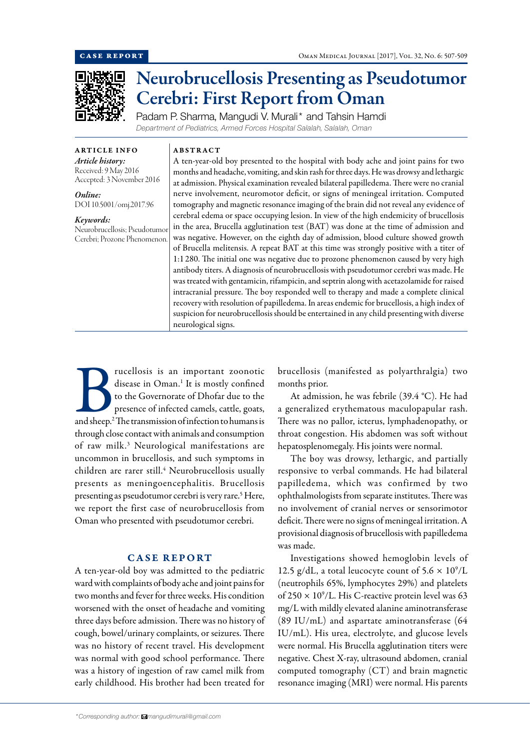CASE REPORT

# Neurobrucellosis Presenting as Pseudotumor Cerebri: First Report from Oman

Padam P. Sharma, Mangudi V. Murali* and Tahsin Hamdi

*Department of Pediatrics, Armed Forces Hospital Salalah, Salalah, Oman*

**ARTICLE INFO**

*Article history:*
Received: 9 May 2016
Accepted: 3 November 2016

*Online:*
DOI 10.5001/omj.2017.96

*Keywords:*
Neurobrucellosis; Pseudotumor Cerebri; Prozone Phenomenon.

**ABSTRACT**

A ten-year-old boy presented to the hospital with body ache and joint pains for two months and headache, vomiting, and skin rash for three days. He was drowsy and lethargic at admission. Physical examination revealed bilateral papilledema. There were no cranial nerve involvement, neuromotor deficit, or signs of meningeal irritation. Computed tomography and magnetic resonance imaging of the brain did not reveal any evidence of cerebral edema or space occupying lesion. In view of the high endemicity of brucellosis in the area, Brucella agglutination test (BAT) was done at the time of admission and was negative. However, on the eighth day of admission, blood culture showed growth of Brucella melitensis. A repeat BAT at this time was strongly positive with a titer of 1:1 280. The initial one was negative due to prozone phenomenon caused by very high antibody titers. A diagnosis of neurobrucellosis with pseudotumor cerebri was made. He was treated with gentamicin, rifampicin, and septrin along with acetazolamide for raised intracranial pressure. The boy responded well to therapy and made a complete clinical recovery with resolution of papilledema. In areas endemic for brucellosis, a high index of suspicion for neurobrucellosis should be entertained in any child presenting with diverse neurological signs.

Brucellosis is an important zoonotic disease in Oman.[1] It is mostly confined to the Governorate of Dhofar due to the presence of infected camels, cattle, goats, and sheep.[2] The transmission of infection to humans is through close contact with animals and consumption of raw milk.[3] Neurological manifestations are uncommon in brucellosis, and such symptoms in children are rarer still.[4] Neurobrucellosis usually presents as meningoencephalitis. Brucellosis presenting as pseudotumor cerebri is very rare.[5] Here, we report the first case of neurobrucellosis from Oman who presented with pseudotumor cerebri.

## CASE REPORT

A ten-year-old boy was admitted to the pediatric ward with complaints of body ache and joint pains for two months and fever for three weeks. His condition worsened with the onset of headache and vomiting three days before admission. There was no history of cough, bowel/urinary complaints, or seizures. There was no history of recent travel. His development was normal with good school performance. There was a history of ingestion of raw camel milk from early childhood. His brother had been treated for brucellosis (manifested as polyarthralgia) two months prior.

At admission, he was febrile (39.4 °C). He had a generalized erythematous maculopapular rash. There was no pallor, icterus, lymphadenopathy, or throat congestion. His abdomen was soft without hepatosplenomegaly. His joints were normal.

The boy was drowsy, lethargic, and partially responsive to verbal commands. He had bilateral papilledema, which was confirmed by two ophthalmologists from separate institutes. There was no involvement of cranial nerves or sensorimotor deficit. There were no signs of meningeal irritation. A provisional diagnosis of brucellosis with papilledema was made.

Investigations showed hemoglobin levels of 12.5 g/dL, a total leucocyte count of $5.6 \times 10^9$/L (neutrophils 65%, lymphocytes 29%) and platelets of $250 \times 10^9$/L. His C-reactive protein level was 63 mg/L with mildly elevated alanine aminotransferase (89 IU/mL) and aspartate aminotransferase (64 IU/mL). His urea, electrolyte, and glucose levels were normal. His Brucella agglutination titers were negative. Chest X-ray, ultrasound abdomen, cranial computed tomography (CT) and brain magnetic resonance imaging (MRI) were normal. His parents

*Corresponding author: mangudimurali@gmail.com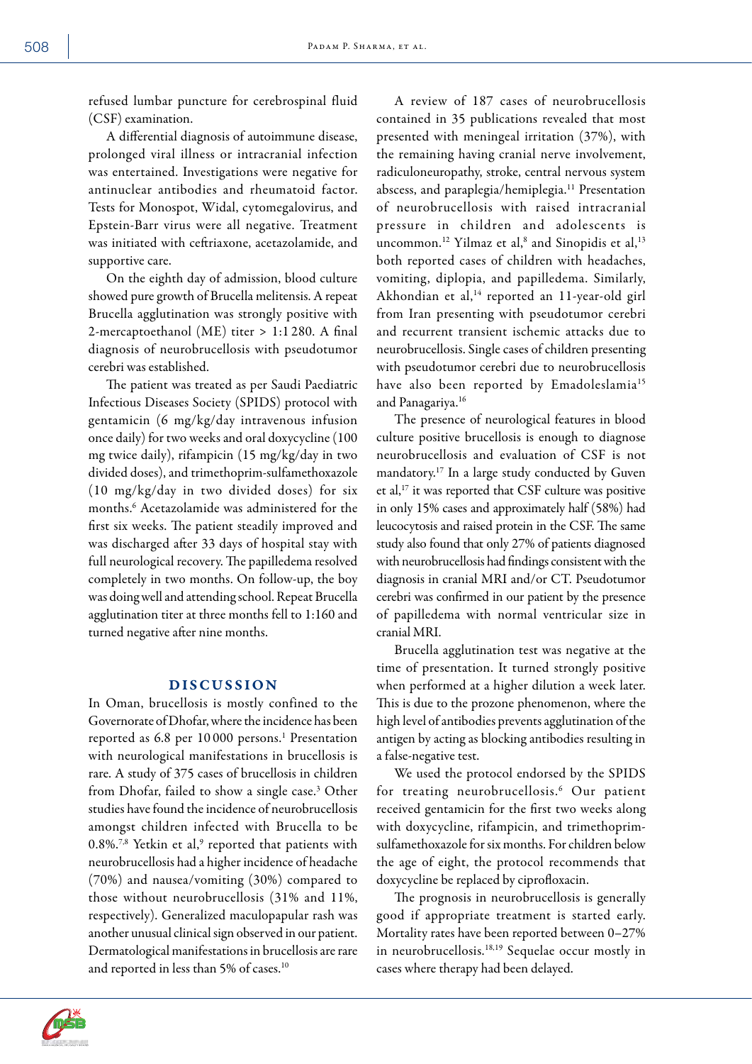refused lumbar puncture for cerebrospinal fluid (CSF) examination.

A differential diagnosis of autoimmune disease, prolonged viral illness or intracranial infection was entertained. Investigations were negative for antinuclear antibodies and rheumatoid factor. Tests for Monospot, Widal, cytomegalovirus, and Epstein-Barr virus were all negative. Treatment was initiated with ceftriaxone, acetazolamide, and supportive care.

On the eighth day of admission, blood culture showed pure growth of Brucella melitensis. A repeat Brucella agglutination was strongly positive with 2-mercaptoethanol (ME) titer > 1:1 280. A final diagnosis of neurobrucellosis with pseudotumor cerebri was established.

The patient was treated as per Saudi Paediatric Infectious Diseases Society (SPIDS) protocol with gentamicin (6 mg/kg/day intravenous infusion once daily) for two weeks and oral doxycycline (100 mg twice daily), rifampicin (15 mg/kg/day in two divided doses), and trimethoprim-sulfamethoxazole (10 mg/kg/day in two divided doses) for six months.[6] Acetazolamide was administered for the first six weeks. The patient steadily improved and was discharged after 33 days of hospital stay with full neurological recovery. The papilledema resolved completely in two months. On follow-up, the boy was doing well and attending school. Repeat Brucella agglutination titer at three months fell to 1:160 and turned negative after nine months.

## DISCUSSION

In Oman, brucellosis is mostly confined to the Governorate of Dhofar, where the incidence has been reported as 6.8 per 10 000 persons.[1] Presentation with neurological manifestations in brucellosis is rare. A study of 375 cases of brucellosis in children from Dhofar, failed to show a single case.[3] Other studies have found the incidence of neurobrucellosis amongst children infected with Brucella to be 0.8%.[7,8] Yetkin et al,[9] reported that patients with neurobrucellosis had a higher incidence of headache (70%) and nausea/vomiting (30%) compared to those without neurobrucellosis (31% and 11%, respectively). Generalized maculopapular rash was another unusual clinical sign observed in our patient. Dermatological manifestations in brucellosis are rare and reported in less than 5% of cases.[10]

A review of 187 cases of neurobrucellosis contained in 35 publications revealed that most presented with meningeal irritation (37%), with the remaining having cranial nerve involvement, radiculoneuropathy, stroke, central nervous system abscess, and paraplegia/hemiplegia.[11] Presentation of neurobrucellosis with raised intracranial pressure in children and adolescents is uncommon.[12] Yilmaz et al,[8] and Sinopidis et al,[13] both reported cases of children with headaches, vomiting, diplopia, and papilledema. Similarly, Akhondian et al,[14] reported an 11-year-old girl from Iran presenting with pseudotumor cerebri and recurrent transient ischemic attacks due to neurobrucellosis. Single cases of children presenting with pseudotumor cerebri due to neurobrucellosis have also been reported by Emadoleslamia[15] and Panagariya.[16]

The presence of neurological features in blood culture positive brucellosis is enough to diagnose neurobrucellosis and evaluation of CSF is not mandatory.[17] In a large study conducted by Guven et al,[17] it was reported that CSF culture was positive in only 15% cases and approximately half (58%) had leucocytosis and raised protein in the CSF. The same study also found that only 27% of patients diagnosed with neurobrucellosis had findings consistent with the diagnosis in cranial MRI and/or CT. Pseudotumor cerebri was confirmed in our patient by the presence of papilledema with normal ventricular size in cranial MRI.

Brucella agglutination test was negative at the time of presentation. It turned strongly positive when performed at a higher dilution a week later. This is due to the prozone phenomenon, where the high level of antibodies prevents agglutination of the antigen by acting as blocking antibodies resulting in a false-negative test.

We used the protocol endorsed by the SPIDS for treating neurobrucellosis.[6] Our patient received gentamicin for the first two weeks along with doxycycline, rifampicin, and trimethoprim-sulfamethoxazole for six months. For children below the age of eight, the protocol recommends that doxycycline be replaced by ciprofloxacin.

The prognosis in neurobrucellosis is generally good if appropriate treatment is started early. Mortality rates have been reported between 0–27% in neurobrucellosis.[18,19] Sequelae occur mostly in cases where therapy had been delayed.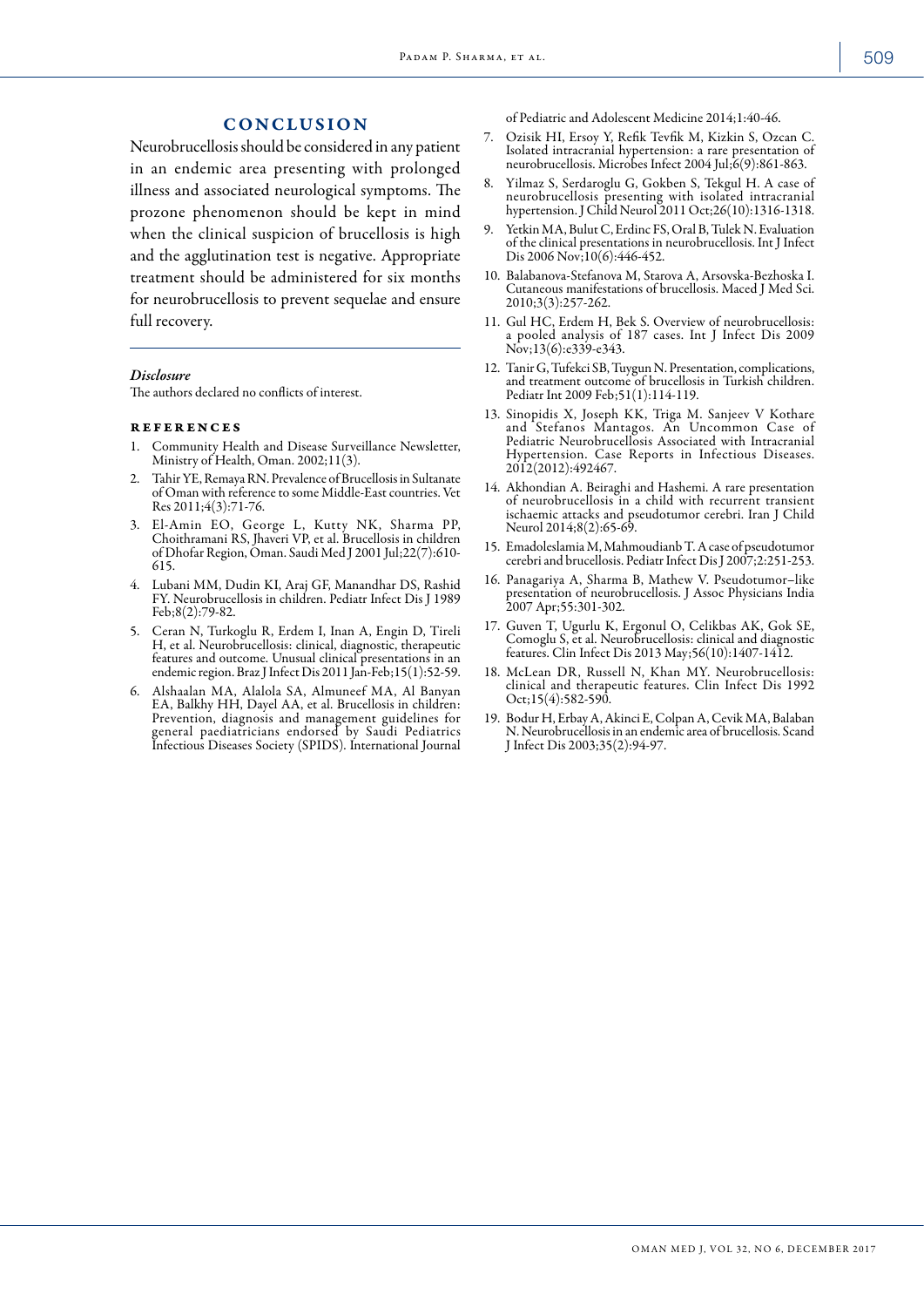## CONCLUSION

Neurobrucellosis should be considered in any patient in an endemic area presenting with prolonged illness and associated neurological symptoms. The prozone phenomenon should be kept in mind when the clinical suspicion of brucellosis is high and the agglutination test is negative. Appropriate treatment should be administered for six months for neurobrucellosis to prevent sequelae and ensure full recovery.

### *Disclosure*

The authors declared no conflicts of interest.

### REFERENCES

1. Community Health and Disease Surveillance Newsletter, Ministry of Health, Oman. 2002;11(3).
2. Tahir YE, Remaya RN. Prevalence of Brucellosis in Sultanate of Oman with reference to some Middle-East countries. Vet Res 2011;4(3):71-76.
3. El-Amin EO, George L, Kutty NK, Sharma PP, Choithramani RS, Jhaveri VP, et al. Brucellosis in children of Dhofar Region, Oman. Saudi Med J 2001 Jul;22(7):610-615.
4. Lubani MM, Dudin KI, Araj GF, Manandhar DS, Rashid FY. Neurobrucellosis in children. Pediatr Infect Dis J 1989 Feb;8(2):79-82.
5. Ceran N, Turkoglu R, Erdem I, Inan A, Engin D, Tireli H, et al. Neurobrucellosis: clinical, diagnostic, therapeutic features and outcome. Unusual clinical presentations in an endemic region. Braz J Infect Dis 2011 Jan-Feb;15(1):52-59.
6. Alshaalan MA, Alalola SA, Almuneef MA, Al Banyan EA, Balkhy HH, Dayel AA, et al. Brucellosis in children: Prevention, diagnosis and management guidelines for general paediatricians endorsed by Saudi Pediatrics Infectious Diseases Society (SPIDS). International Journal of Pediatric and Adolescent Medicine 2014;1:40-46.
7. Ozisik HI, Ersoy Y, Refik Tevfik M, Kizkin S, Ozcan C. Isolated intracranial hypertension: a rare presentation of neurobrucellosis. Microbes Infect 2004 Jul;6(9):861-863.
8. Yilmaz S, Serdaroglu G, Gokben S, Tekgul H. A case of neurobrucellosis presenting with isolated intracranial hypertension. J Child Neurol 2011 Oct;26(10):1316-1318.
9. Yetkin MA, Bulut C, Erdinc FS, Oral B, Tulek N. Evaluation of the clinical presentations in neurobrucellosis. Int J Infect Dis 2006 Nov;10(6):446-452.
10. Balabanova-Stefanova M, Starova A, Arsovska-Bezhoska I. Cutaneous manifestations of brucellosis. Maced J Med Sci. 2010;3(3):257-262.
11. Gul HC, Erdem H, Bek S. Overview of neurobrucellosis: a pooled analysis of 187 cases. Int J Infect Dis 2009 Nov;13(6):e339-e343.
12. Tanir G, Tufekci SB, Tuygun N. Presentation, complications, and treatment outcome of brucellosis in Turkish children. Pediatr Int 2009 Feb;51(1):114-119.
13. Sinopidis X, Joseph KK, Triga M. Sanjeev V Kothare and Stefanos Mantagos. An Uncommon Case of Pediatric Neurobrucellosis Associated with Intracranial Hypertension. Case Reports in Infectious Diseases. 2012(2012):492467.
14. Akhondian A. Beiraghi and Hashemi. A rare presentation of neurobrucellosis in a child with recurrent transient ischaemic attacks and pseudotumor cerebri. Iran J Child Neurol 2014;8(2):65-69.
15. Emadoleslamia M, Mahmoudianb T. A case of pseudotumor cerebri and brucellosis. Pediatr Infect Dis J 2007;2:251-253.
16. Panagariya A, Sharma B, Mathew V. Pseudotumor–like presentation of neurobrucellosis. J Assoc Physicians India 2007 Apr;55:301-302.
17. Guven T, Ugurlu K, Ergonul O, Celikbas AK, Gok SE, Comoglu S, et al. Neurobrucellosis: clinical and diagnostic features. Clin Infect Dis 2013 May;56(10):1407-1412.
18. McLean DR, Russell N, Khan MY. Neurobrucellosis: clinical and therapeutic features. Clin Infect Dis 1992 Oct;15(4):582-590.
19. Bodur H, Erbay A, Akinci E, Colpan A, Cevik MA, Balaban N. Neurobrucellosis in an endemic area of brucellosis. Scand J Infect Dis 2003;35(2):94-97.